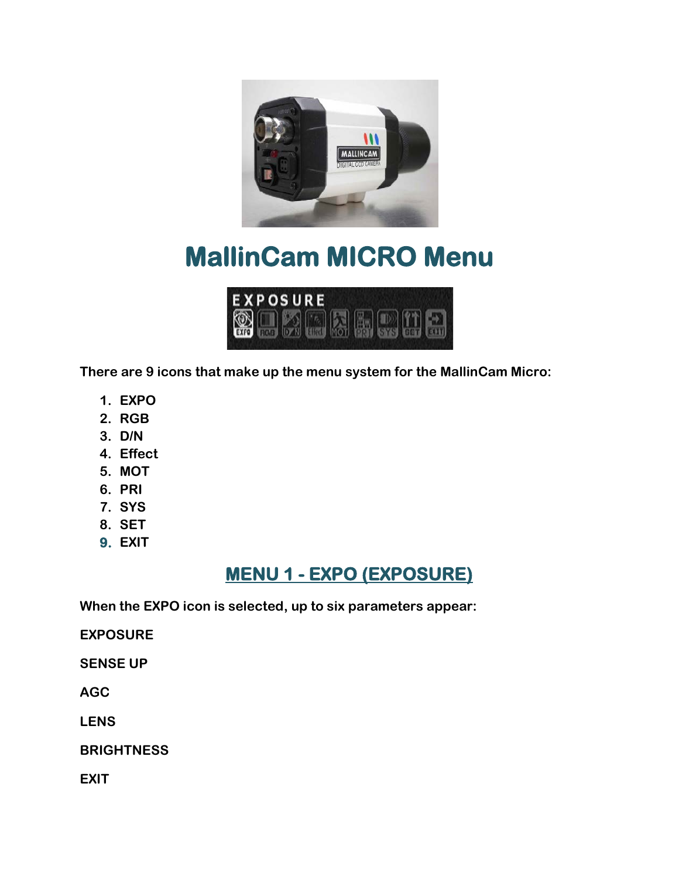# MallinCam MICRO Menu

There are 9 icons that make up the menu system for the MallinCam Micro:

1. EXPO
2. RGB
3. D/N
4. Effect
5. MOT
6. PRI
7. SYS
8. SET
9. EXIT

## MENU 1 - EXPO (EXPOSURE)

When the EXPO icon is selected, up to six parameters appear:

EXPOSURE

SENSE UP

AGC

LENS

BRIGHTNESS

EXIT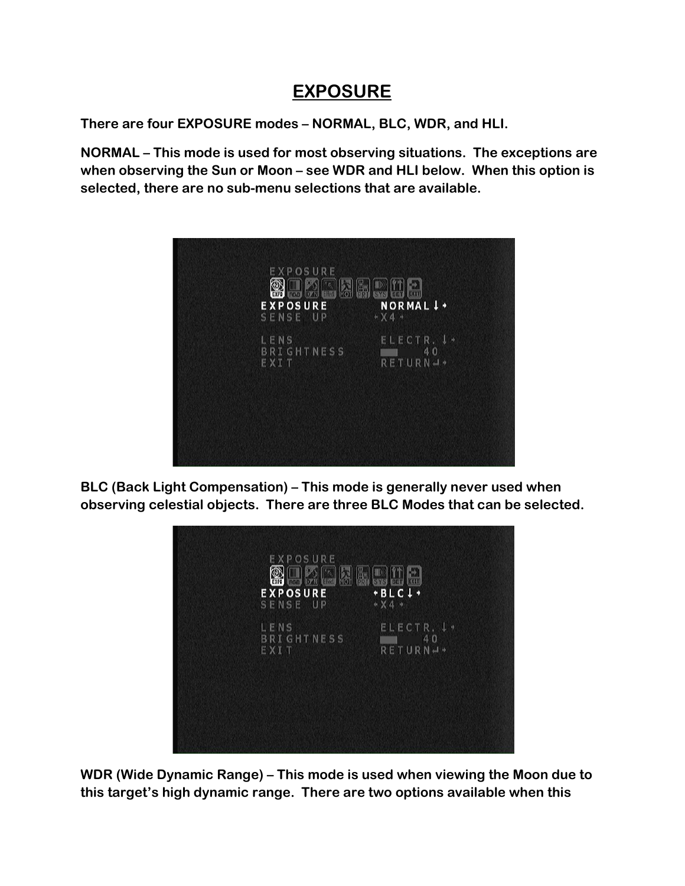# EXPOSURE

**There are four EXPOSURE modes – NORMAL, BLC, WDR, and HLI.**

**NORMAL – This mode is used for most observing situations. The exceptions are when observing the Sun or Moon – see WDR and HLI below. When this option is selected, there are no sub-menu selections that are available.**

**BLC (Back Light Compensation) – This mode is generally never used when observing celestial objects. There are three BLC Modes that can be selected.**

**WDR (Wide Dynamic Range) – This mode is used when viewing the Moon due to this target's high dynamic range. There are two options available when this**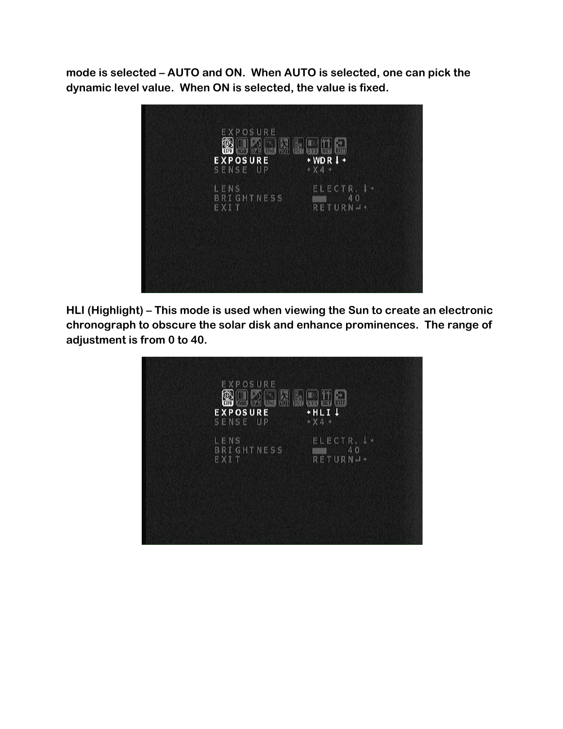mode is selected – AUTO and ON. When AUTO is selected, one can pick the dynamic level value. When ON is selected, the value is fixed.

HLI (Highlight) – This mode is used when viewing the Sun to create an electronic chronograph to obscure the solar disk and enhance prominences. The range of adjustment is from 0 to 40.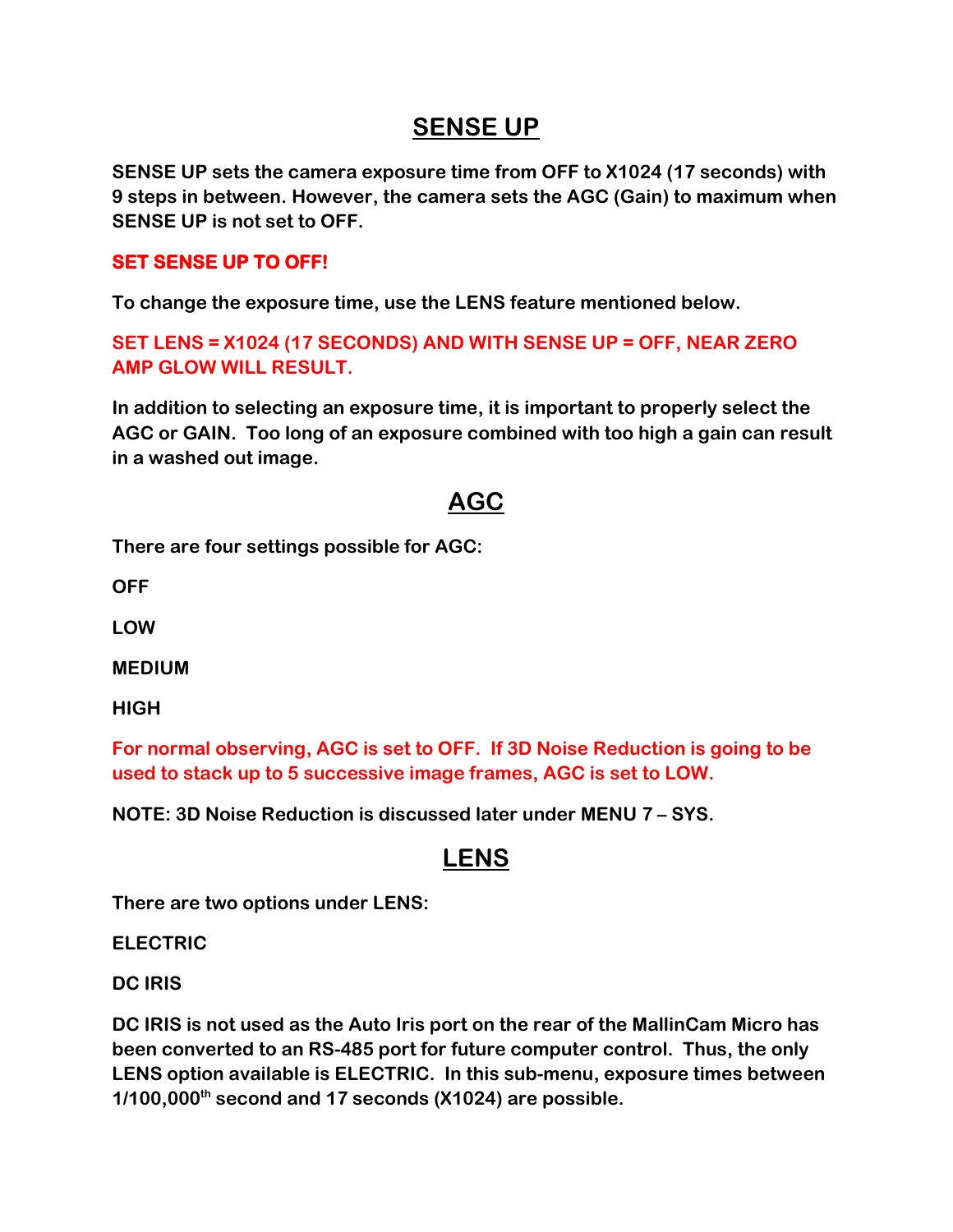## SENSE UP

**SENSE UP sets the camera exposure time from OFF to X1024 (17 seconds) with 9 steps in between. However, the camera sets the AGC (Gain) to maximum when SENSE UP is not set to OFF.**

**SET SENSE UP TO OFF!**

**To change the exposure time, use the LENS feature mentioned below.**

**SET LENS = X1024 (17 SECONDS) AND WITH SENSE UP = OFF, NEAR ZERO AMP GLOW WILL RESULT.**

**In addition to selecting an exposure time, it is important to properly select the AGC or GAIN. Too long of an exposure combined with too high a gain can result in a washed out image.**

## AGC

**There are four settings possible for AGC:**

**OFF**

**LOW**

**MEDIUM**

**HIGH**

**For normal observing, AGC is set to OFF. If 3D Noise Reduction is going to be used to stack up to 5 successive image frames, AGC is set to LOW.**

**NOTE: 3D Noise Reduction is discussed later under MENU 7 – SYS.**

## LENS

**There are two options under LENS:**

**ELECTRIC**

**DC IRIS**

**DC IRIS is not used as the Auto Iris port on the rear of the MallinCam Micro has been converted to an RS-485 port for future computer control. Thus, the only LENS option available is ELECTRIC. In this sub-menu, exposure times between 1/100,000th second and 17 seconds (X1024) are possible.**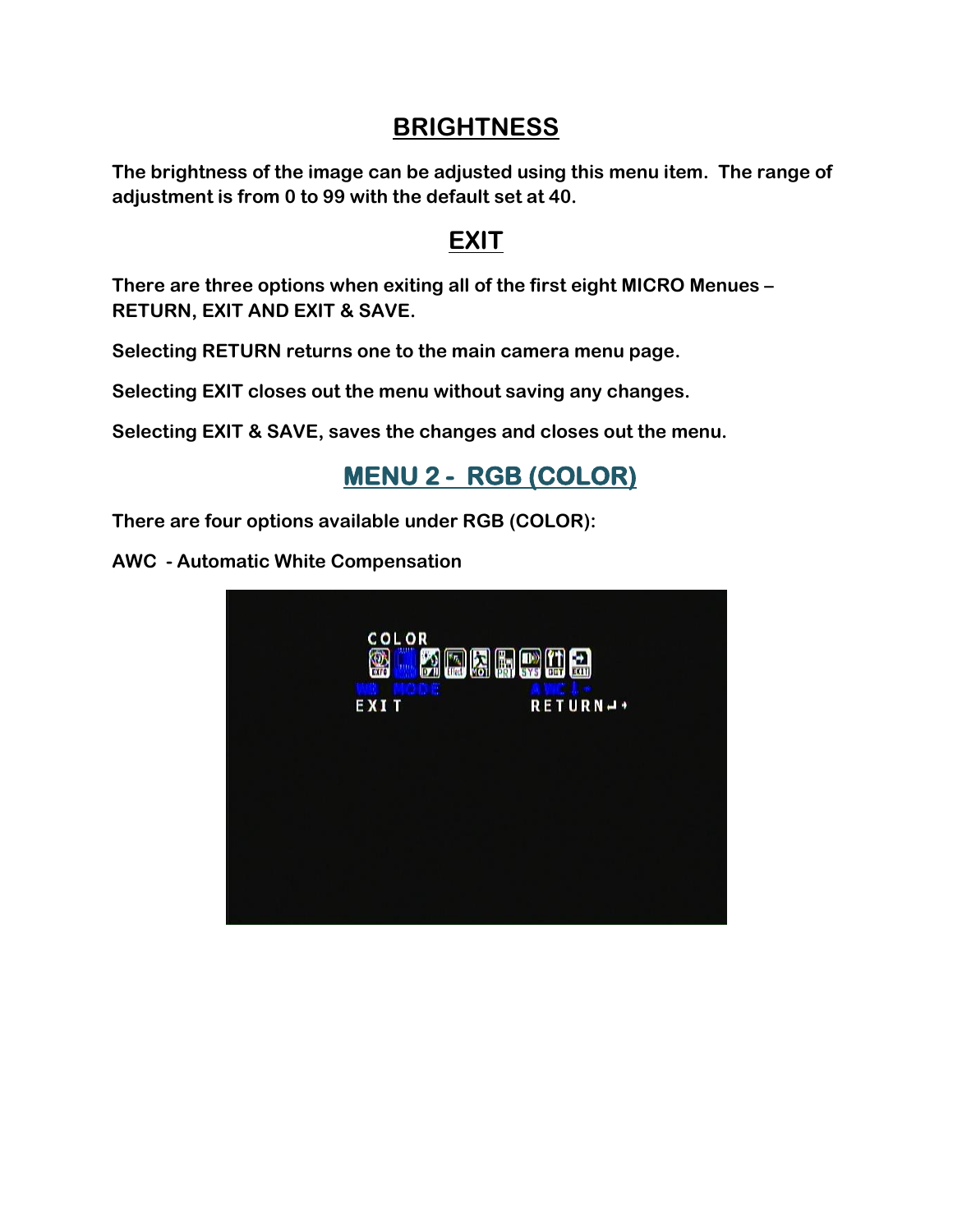## BRIGHTNESS

The brightness of the image can be adjusted using this menu item. The range of adjustment is from 0 to 99 with the default set at 40.

## EXIT

There are three options when exiting all of the first eight MICRO Menues – RETURN, EXIT AND EXIT & SAVE.

Selecting RETURN returns one to the main camera menu page.

Selecting EXIT closes out the menu without saving any changes.

Selecting EXIT & SAVE, saves the changes and closes out the menu.

## MENU 2 - RGB (COLOR)

There are four options available under RGB (COLOR):

AWC - Automatic White Compensation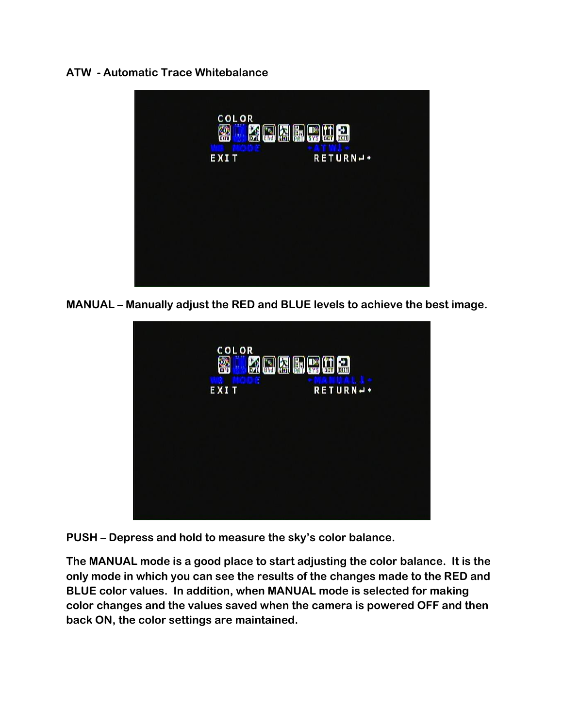**ATW - Automatic Trace Whitebalance**

**MANUAL – Manually adjust the RED and BLUE levels to achieve the best image.**

**PUSH – Depress and hold to measure the sky's color balance.**

**The MANUAL mode is a good place to start adjusting the color balance. It is the only mode in which you can see the results of the changes made to the RED and BLUE color values. In addition, when MANUAL mode is selected for making color changes and the values saved when the camera is powered OFF and then back ON, the color settings are maintained.**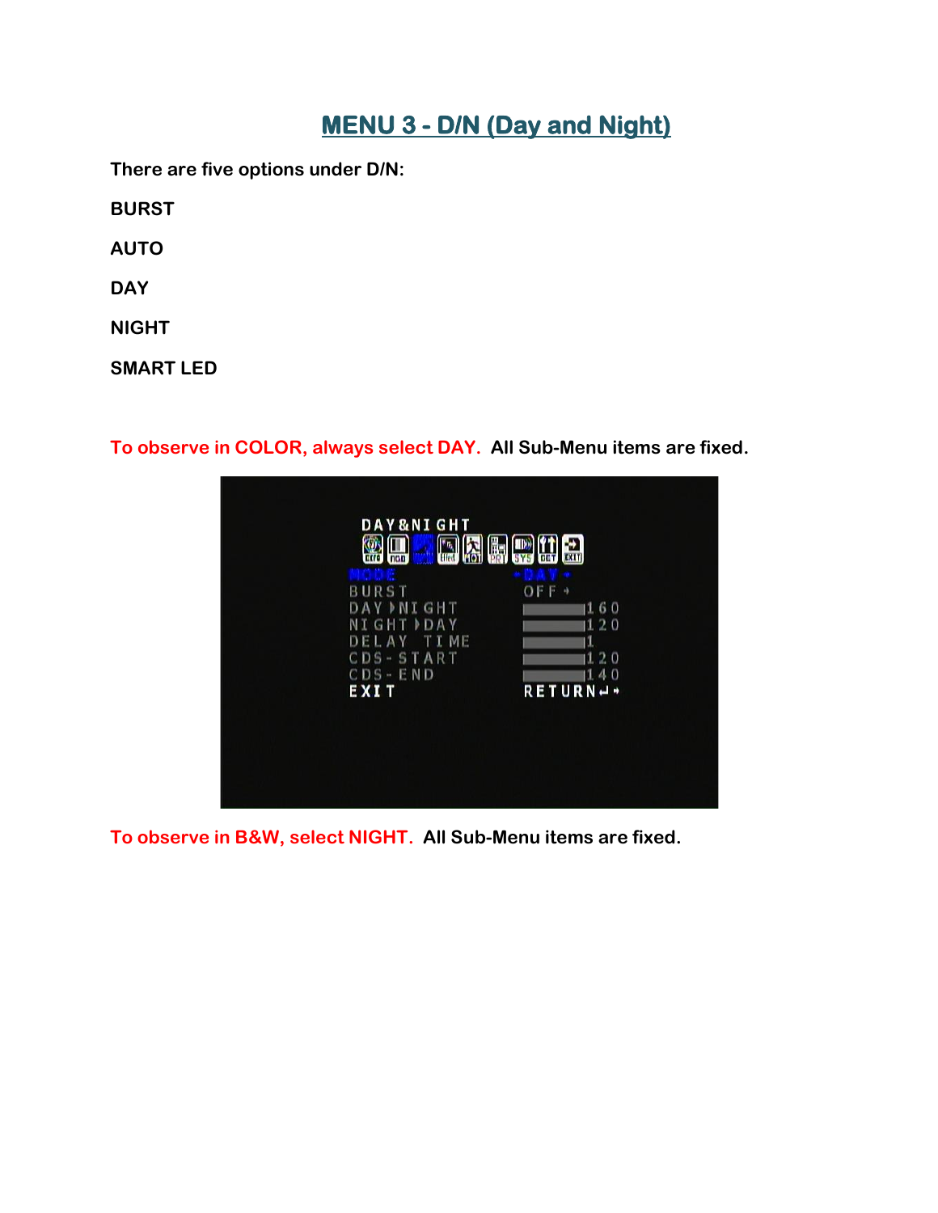# MENU 3 - D/N (Day and Night)

**There are five options under D/N:**

**BURST**

**AUTO**

**DAY**

**NIGHT**

**SMART LED**

**To observe in COLOR, always select DAY.  All Sub-Menu items are fixed.**

**To observe in B&W, select NIGHT.  All Sub-Menu items are fixed.**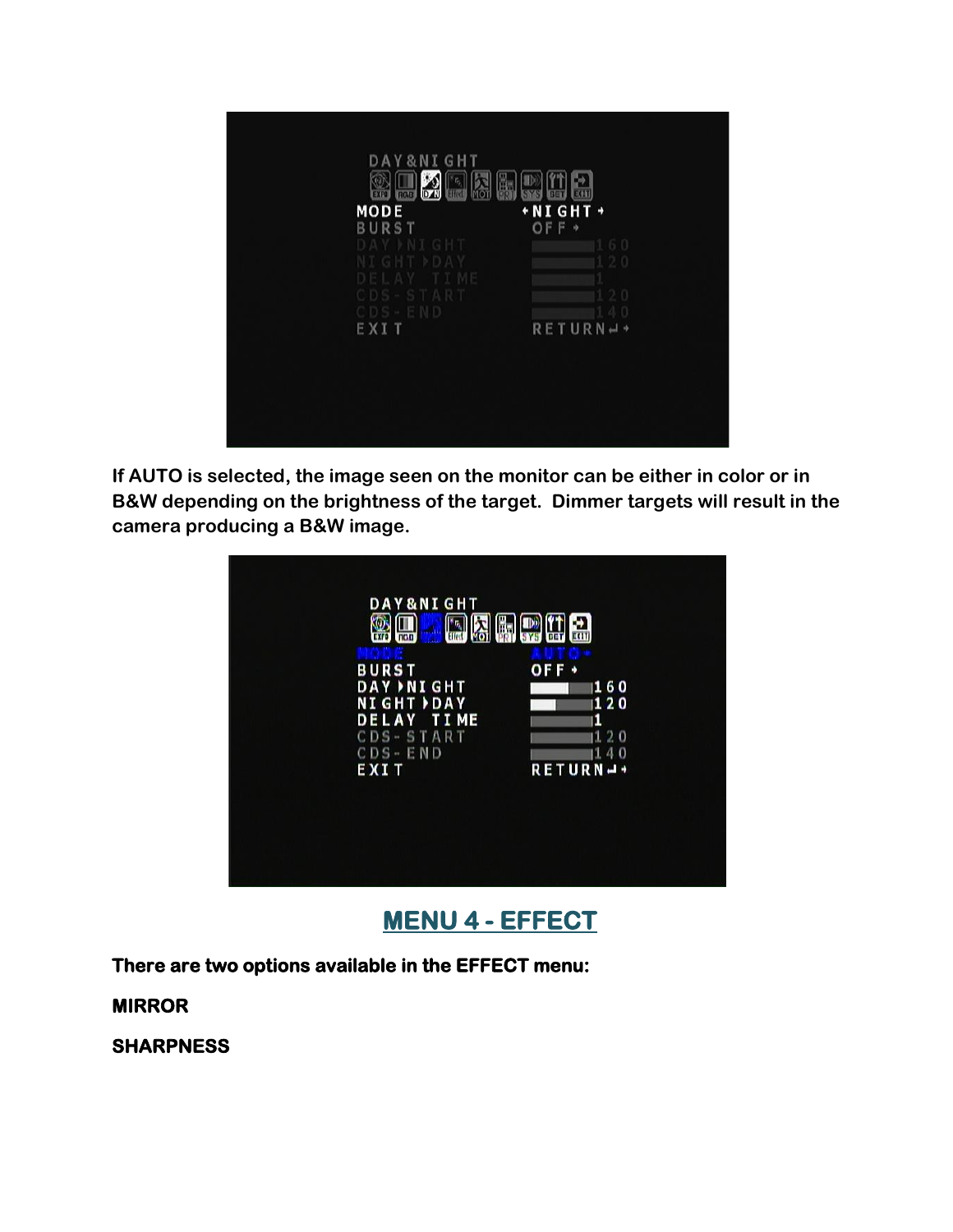If AUTO is selected, the image seen on the monitor can be either in color or in B&W depending on the brightness of the target. Dimmer targets will result in the camera producing a B&W image.

## MENU 4 - EFFECT

**There are two options available in the EFFECT menu:**

**MIRROR**

**SHARPNESS**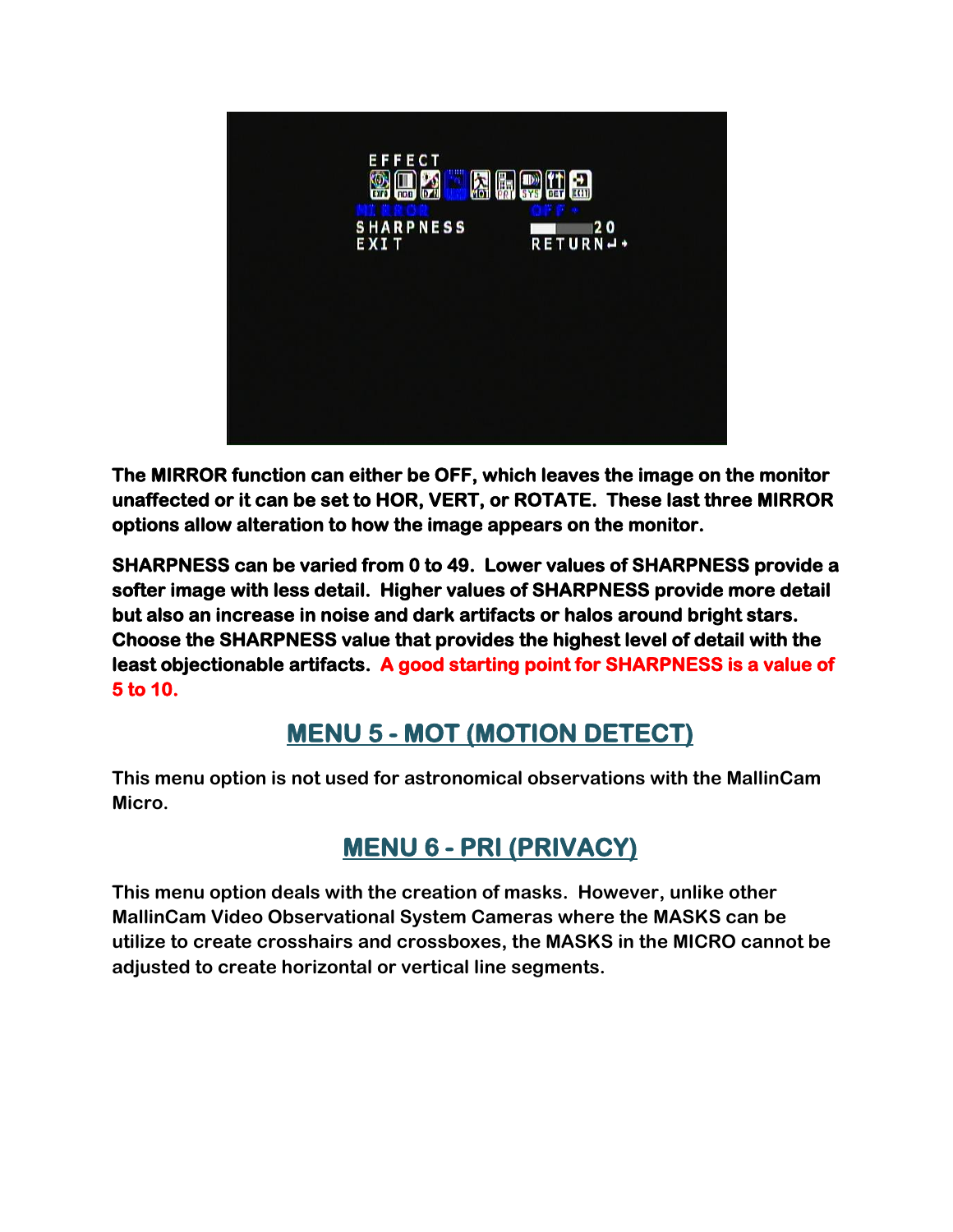**The MIRROR function can either be OFF, which leaves the image on the monitor unaffected or it can be set to HOR, VERT, or ROTATE. These last three MIRROR options allow alteration to how the image appears on the monitor.**

**SHARPNESS can be varied from 0 to 49. Lower values of SHARPNESS provide a softer image with less detail. Higher values of SHARPNESS provide more detail but also an increase in noise and dark artifacts or halos around bright stars. Choose the SHARPNESS value that provides the highest level of detail with the least objectionable artifacts. A good starting point for SHARPNESS is a value of 5 to 10.**

## MENU 5 - MOT (MOTION DETECT)

**This menu option is not used for astronomical observations with the MallinCam Micro.**

## MENU 6 - PRI (PRIVACY)

**This menu option deals with the creation of masks. However, unlike other MallinCam Video Observational System Cameras where the MASKS can be utilize to create crosshairs and crossboxes, the MASKS in the MICRO cannot be adjusted to create horizontal or vertical line segments.**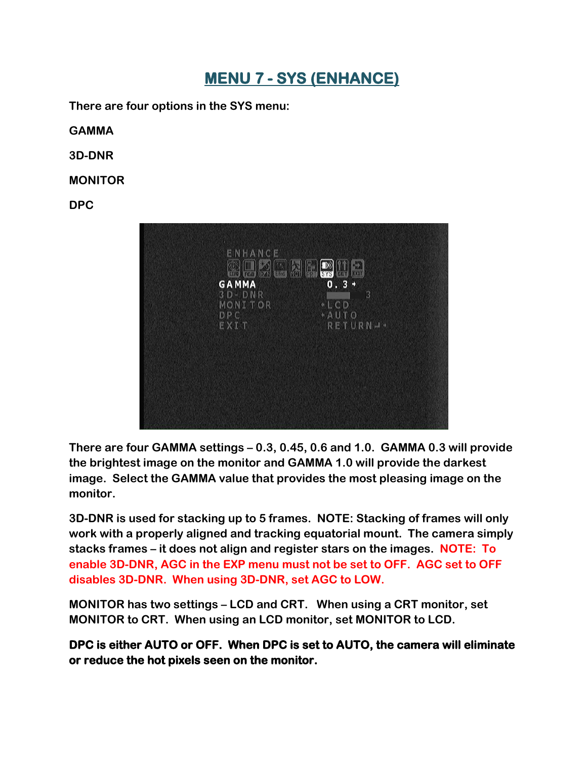# MENU 7 - SYS (ENHANCE)

There are four options in the SYS menu:

GAMMA

3D-DNR

MONITOR

DPC

There are four GAMMA settings – 0.3, 0.45, 0.6 and 1.0. GAMMA 0.3 will provide the brightest image on the monitor and GAMMA 1.0 will provide the darkest image. Select the GAMMA value that provides the most pleasing image on the monitor.

3D-DNR is used for stacking up to 5 frames. NOTE: Stacking of frames will only work with a properly aligned and tracking equatorial mount. The camera simply stacks frames – it does not align and register stars on the images. NOTE: To enable 3D-DNR, AGC in the EXP menu must not be set to OFF. AGC set to OFF disables 3D-DNR. When using 3D-DNR, set AGC to LOW.

MONITOR has two settings – LCD and CRT. When using a CRT monitor, set MONITOR to CRT. When using an LCD monitor, set MONITOR to LCD.

**DPC is either AUTO or OFF. When DPC is set to AUTO, the camera will eliminate or reduce the hot pixels seen on the monitor.**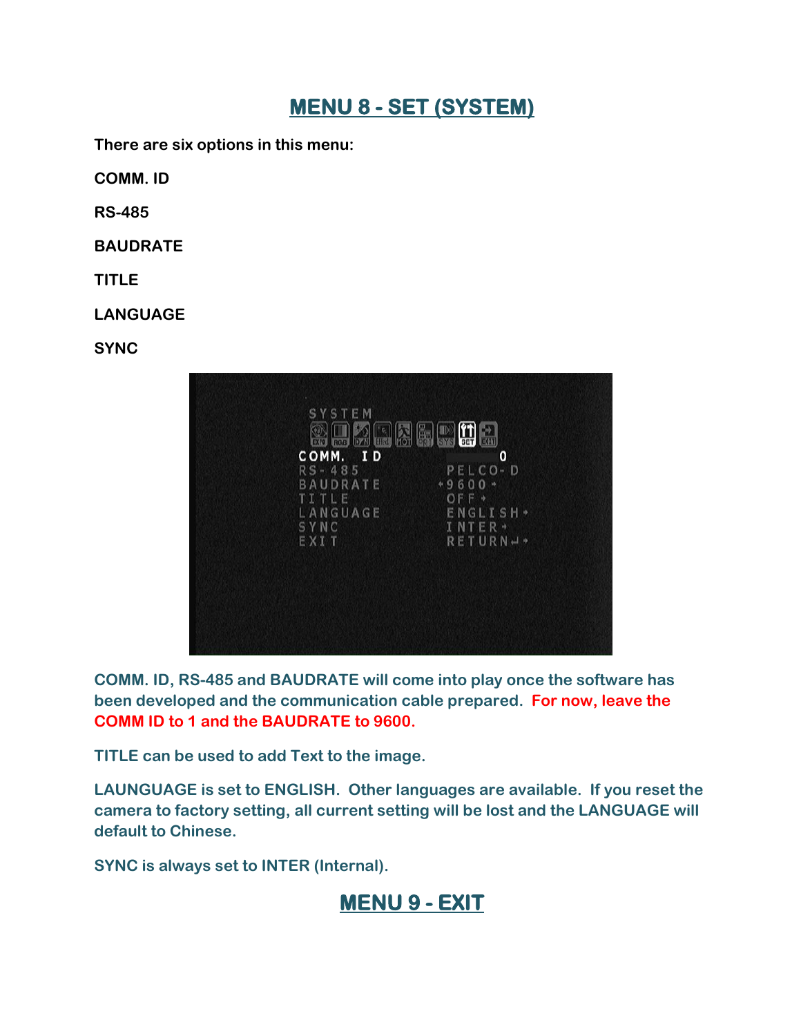## MENU 8 - SET (SYSTEM)

There are six options in this menu:

**COMM. ID**

**RS-485**

**BAUDRATE**

**TITLE**

**LANGUAGE**

**SYNC**

COMM. ID, RS-485 and BAUDRATE will come into play once the software has been developed and the communication cable prepared. For now, leave the COMM ID to 1 and the BAUDRATE to 9600.

TITLE can be used to add Text to the image.

LAUNGUAGE is set to ENGLISH. Other languages are available. If you reset the camera to factory setting, all current setting will be lost and the LANGUAGE will default to Chinese.

SYNC is always set to INTER (Internal).

## MENU 9 - EXIT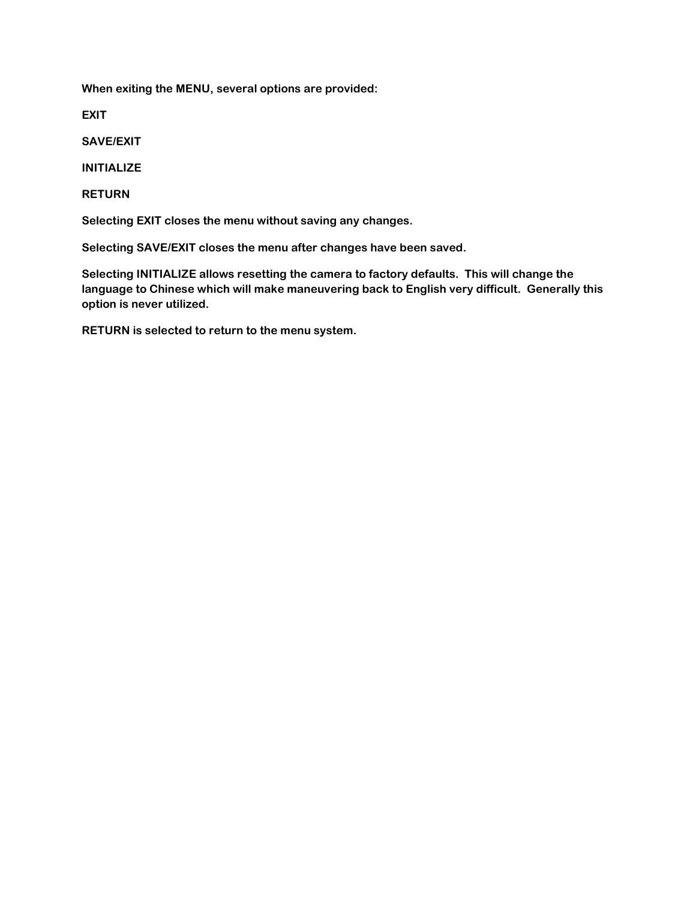**When exiting the MENU, several options are provided:**

**EXIT**

**SAVE/EXIT**

**INITIALIZE**

**RETURN**

**Selecting EXIT closes the menu without saving any changes.**

**Selecting SAVE/EXIT closes the menu after changes have been saved.**

**Selecting INITIALIZE allows resetting the camera to factory defaults. This will change the language to Chinese which will make maneuvering back to English very difficult. Generally this option is never utilized.**

**RETURN is selected to return to the menu system.**